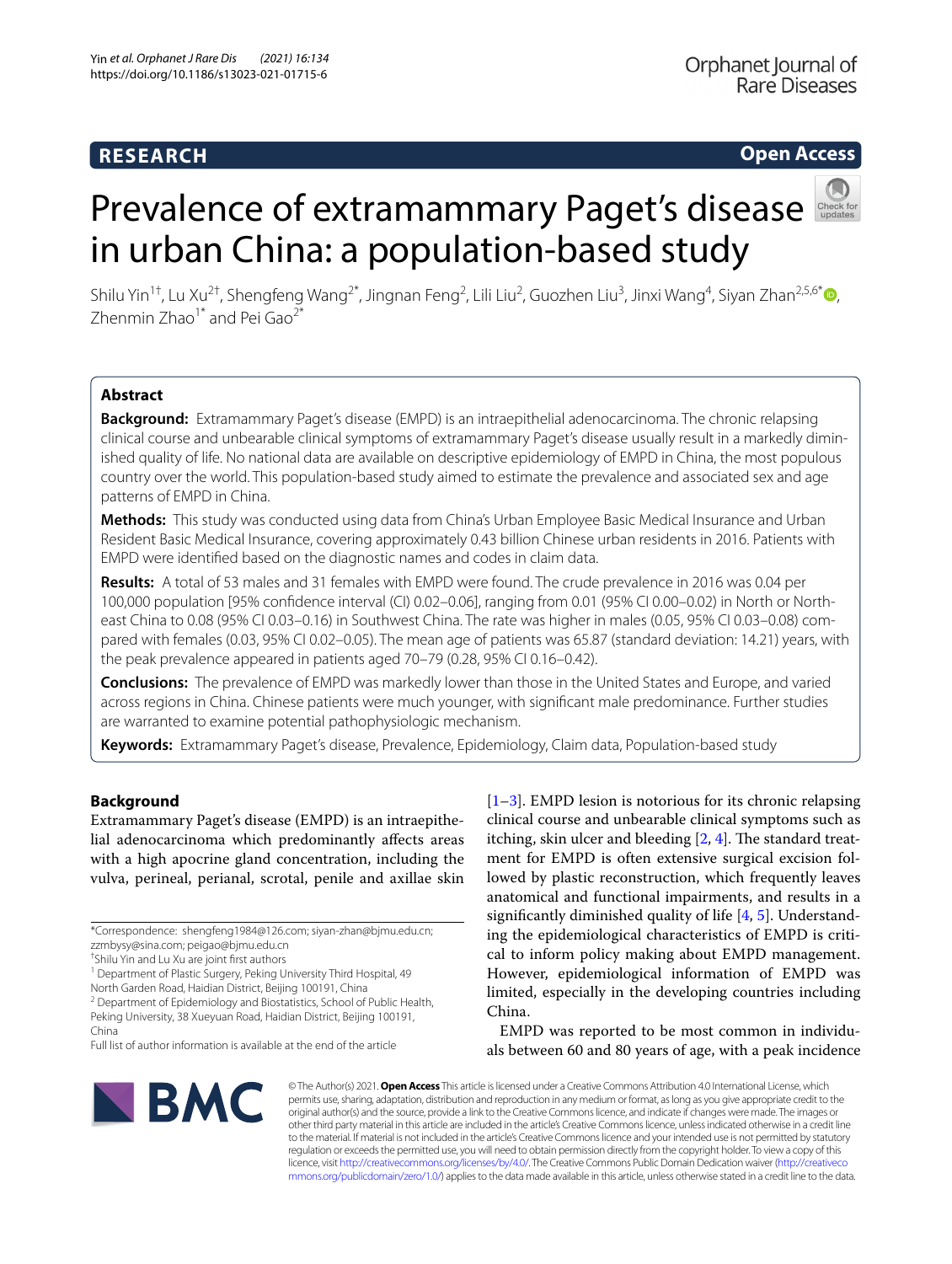**RESEARCH** **Open Access**

# Prevalence of extramammary Paget's disease in urban China: a population-based study

Shilu Yin[1†], Lu Xu[2†], Shengfeng Wang[2*], Jingnan Feng[2], Lili Liu[2], Guozhen Liu[3], Jinxi Wang[4], Siyan Zhan[2,5,6*], Zhenmin Zhao[1*] and Pei Gao[2*]

## Abstract

**Background:** Extramammary Paget's disease (EMPD) is an intraepithelial adenocarcinoma. The chronic relapsing clinical course and unbearable clinical symptoms of extramammary Paget's disease usually result in a markedly diminished quality of life. No national data are available on descriptive epidemiology of EMPD in China, the most populous country over the world. This population-based study aimed to estimate the prevalence and associated sex and age patterns of EMPD in China.

**Methods:** This study was conducted using data from China's Urban Employee Basic Medical Insurance and Urban Resident Basic Medical Insurance, covering approximately 0.43 billion Chinese urban residents in 2016. Patients with EMPD were identified based on the diagnostic names and codes in claim data.

**Results:** A total of 53 males and 31 females with EMPD were found. The crude prevalence in 2016 was 0.04 per 100,000 population [95% confidence interval (CI) 0.02–0.06], ranging from 0.01 (95% CI 0.00–0.02) in North or Northeast China to 0.08 (95% CI 0.03–0.16) in Southwest China. The rate was higher in males (0.05, 95% CI 0.03–0.08) compared with females (0.03, 95% CI 0.02–0.05). The mean age of patients was 65.87 (standard deviation: 14.21) years, with the peak prevalence appeared in patients aged 70–79 (0.28, 95% CI 0.16–0.42).

**Conclusions:** The prevalence of EMPD was markedly lower than those in the United States and Europe, and varied across regions in China. Chinese patients were much younger, with significant male predominance. Further studies are warranted to examine potential pathophysiologic mechanism.

**Keywords:** Extramammary Paget's disease, Prevalence, Epidemiology, Claim data, Population-based study

## Background

Extramammary Paget's disease (EMPD) is an intraepithelial adenocarcinoma which predominantly affects areas with a high apocrine gland concentration, including the vulva, perineal, perianal, scrotal, penile and axillae skin [1–3]. EMPD lesion is notorious for its chronic relapsing clinical course and unbearable clinical symptoms such as itching, skin ulcer and bleeding [2, 4]. The standard treatment for EMPD is often extensive surgical excision followed by plastic reconstruction, which frequently leaves anatomical and functional impairments, and results in a significantly diminished quality of life [4, 5]. Understanding the epidemiological characteristics of EMPD is critical to inform policy making about EMPD management. However, epidemiological information of EMPD was limited, especially in the developing countries including China.

EMPD was reported to be most common in individuals between 60 and 80 years of age, with a peak incidence

*Correspondence: shengfeng1984@126.com; siyan-zhan@bjmu.edu.cn; zzmbysy@sina.com; peigao@bjmu.edu.cn

†Shilu Yin and Lu Xu are joint first authors

[1] Department of Plastic Surgery, Peking University Third Hospital, 49 North Garden Road, Haidian District, Beijing 100191, China

[2] Department of Epidemiology and Biostatistics, School of Public Health, Peking University, 38 Xueyuan Road, Haidian District, Beijing 100191, China

Full list of author information is available at the end of the article

© The Author(s) 2021. **Open Access** This article is licensed under a Creative Commons Attribution 4.0 International License, which permits use, sharing, adaptation, distribution and reproduction in any medium or format, as long as you give appropriate credit to the original author(s) and the source, provide a link to the Creative Commons licence, and indicate if changes were made. The images or other third party material in this article are included in the article's Creative Commons licence, unless indicated otherwise in a credit line to the material. If material is not included in the article's Creative Commons licence and your intended use is not permitted by statutory regulation or exceeds the permitted use, you will need to obtain permission directly from the copyright holder. To view a copy of this licence, visit http://creativecommons.org/licenses/by/4.0/. The Creative Commons Public Domain Dedication waiver (http://creativecommons.org/publicdomain/zero/1.0/) applies to the data made available in this article, unless otherwise stated in a credit line to the data.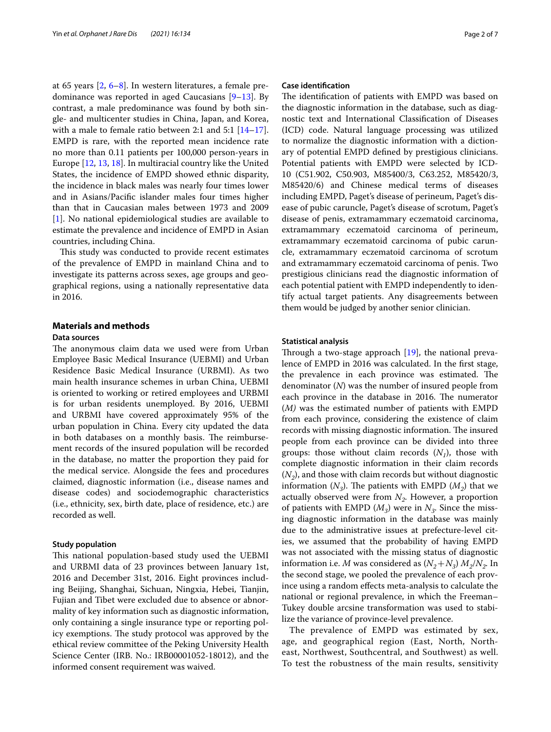at 65 years [2, 6–8]. In western literatures, a female predominance was reported in aged Caucasians [9–13]. By contrast, a male predominance was found by both single- and multicenter studies in China, Japan, and Korea, with a male to female ratio between 2:1 and 5:1 [14–17]. EMPD is rare, with the reported mean incidence rate no more than 0.11 patients per 100,000 person-years in Europe [12, 13, 18]. In multiracial country like the United States, the incidence of EMPD showed ethnic disparity, the incidence in black males was nearly four times lower and in Asians/Pacific islander males four times higher than that in Caucasian males between 1973 and 2009 [1]. No national epidemiological studies are available to estimate the prevalence and incidence of EMPD in Asian countries, including China.

This study was conducted to provide recent estimates of the prevalence of EMPD in mainland China and to investigate its patterns across sexes, age groups and geographical regions, using a nationally representative data in 2016.

## Materials and methods

### Data sources

The anonymous claim data we used were from Urban Employee Basic Medical Insurance (UEBMI) and Urban Residence Basic Medical Insurance (URBMI). As two main health insurance schemes in urban China, UEBMI is oriented to working or retired employees and URBMI is for urban residents unemployed. By 2016, UEBMI and URBMI have covered approximately 95% of the urban population in China. Every city updated the data in both databases on a monthly basis. The reimbursement records of the insured population will be recorded in the database, no matter the proportion they paid for the medical service. Alongside the fees and procedures claimed, diagnostic information (i.e., disease names and disease codes) and sociodemographic characteristics (i.e., ethnicity, sex, birth date, place of residence, etc.) are recorded as well.

### Study population

This national population-based study used the UEBMI and URBMI data of 23 provinces between January 1st, 2016 and December 31st, 2016. Eight provinces including Beijing, Shanghai, Sichuan, Ningxia, Hebei, Tianjin, Fujian and Tibet were excluded due to absence or abnormality of key information such as diagnostic information, only containing a single insurance type or reporting policy exemptions. The study protocol was approved by the ethical review committee of the Peking University Health Science Center (IRB. No.: IRB00001052-18012), and the informed consent requirement was waived.

### Case identification

The identification of patients with EMPD was based on the diagnostic information in the database, such as diagnostic text and International Classification of Diseases (ICD) code. Natural language processing was utilized to normalize the diagnostic information with a dictionary of potential EMPD defined by prestigious clinicians. Potential patients with EMPD were selected by ICD-10 (C51.902, C50.903, M85400/3, C63.252, M85420/3, M85420/6) and Chinese medical terms of diseases including EMPD, Paget's disease of perineum, Paget's disease of pubic caruncle, Paget's disease of scrotum, Paget's disease of penis, extramammary eczematoid carcinoma, extramammary eczematoid carcinoma of perineum, extramammary eczematoid carcinoma of pubic caruncle, extramammary eczematoid carcinoma of scrotum and extramammary eczematoid carcinoma of penis. Two prestigious clinicians read the diagnostic information of each potential patient with EMPD independently to identify actual target patients. Any disagreements between them would be judged by another senior clinician.

### Statistical analysis

Through a two-stage approach [19], the national prevalence of EMPD in 2016 was calculated. In the first stage, the prevalence in each province was estimated. The denominator (*N*) was the number of insured people from each province in the database in 2016. The numerator (*M)* was the estimated number of patients with EMPD from each province, considering the existence of claim records with missing diagnostic information. The insured people from each province can be divided into three groups: those without claim records ($N_1$), those with complete diagnostic information in their claim records ($N_2$), and those with claim records but without diagnostic information ($N_3$). The patients with EMPD ($M_2$) that we actually observed were from $N_2$. However, a proportion of patients with EMPD ($M_3$) were in $N_3$. Since the missing diagnostic information in the database was mainly due to the administrative issues at prefecture-level cities, we assumed that the probability of having EMPD was not associated with the missing status of diagnostic information i.e. *M* was considered as $(N_2+N_3)\ M_2/N_2$. In the second stage, we pooled the prevalence of each province using a random effects meta-analysis to calculate the national or regional prevalence, in which the Freeman–Tukey double arcsine transformation was used to stabilize the variance of province-level prevalence.

The prevalence of EMPD was estimated by sex, age, and geographical region (East, North, Northeast, Northwest, Southcentral, and Southwest) as well. To test the robustness of the main results, sensitivity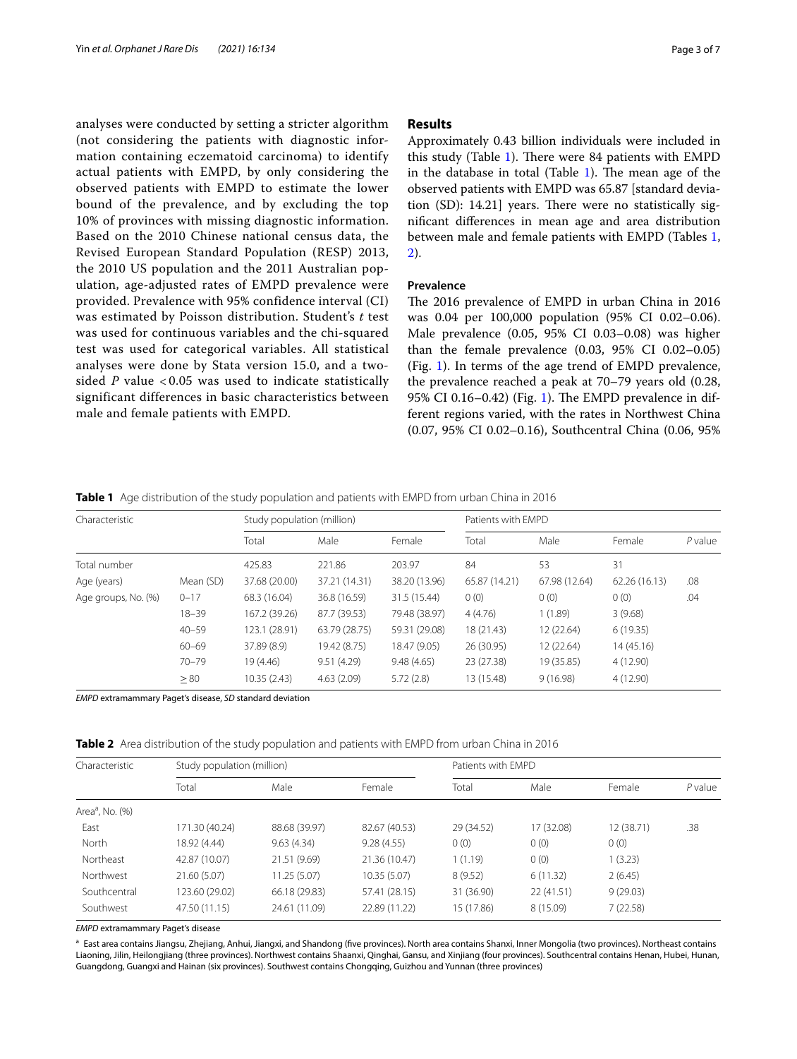analyses were conducted by setting a stricter algorithm (not considering the patients with diagnostic information containing eczematoid carcinoma) to identify actual patients with EMPD, by only considering the observed patients with EMPD to estimate the lower bound of the prevalence, and by excluding the top 10% of provinces with missing diagnostic information. Based on the 2010 Chinese national census data, the Revised European Standard Population (RESP) 2013, the 2010 US population and the 2011 Australian population, age-adjusted rates of EMPD prevalence were provided. Prevalence with 95% confidence interval (CI) was estimated by Poisson distribution. Student's *t* test was used for continuous variables and the chi-squared test was used for categorical variables. All statistical analyses were done by Stata version 15.0, and a two-sided *P* value < 0.05 was used to indicate statistically significant differences in basic characteristics between male and female patients with EMPD.

## Results

Approximately 0.43 billion individuals were included in this study (Table 1). There were 84 patients with EMPD in the database in total (Table 1). The mean age of the observed patients with EMPD was 65.87 [standard deviation (SD): 14.21] years. There were no statistically significant differences in mean age and area distribution between male and female patients with EMPD (Tables 1, 2).

### Prevalence

The 2016 prevalence of EMPD in urban China in 2016 was 0.04 per 100,000 population (95% CI 0.02–0.06). Male prevalence (0.05, 95% CI 0.03–0.08) was higher than the female prevalence (0.03, 95% CI 0.02–0.05) (Fig. 1). In terms of the age trend of EMPD prevalence, the prevalence reached a peak at 70–79 years old (0.28, 95% CI 0.16–0.42) (Fig. 1). The EMPD prevalence in different regions varied, with the rates in Northwest China (0.07, 95% CI 0.02–0.16), Southcentral China (0.06, 95%

**Table 1** Age distribution of the study population and patients with EMPD from urban China in 2016

| Characteristic | | Study population (million) | | | Patients with EMPD | | | |
|---|---|---|---|---|---|---|---|---|
| | | Total | Male | Female | Total | Male | Female | *P* value |
| Total number | | 425.83 | 221.86 | 203.97 | 84 | 53 | 31 | |
| Age (years) | Mean (SD) | 37.68 (20.00) | 37.21 (14.31) | 38.20 (13.96) | 65.87 (14.21) | 67.98 (12.64) | 62.26 (16.13) | .08 |
| Age groups, No. (%) | 0–17 | 68.3 (16.04) | 36.8 (16.59) | 31.5 (15.44) | 0 (0) | 0 (0) | 0 (0) | .04 |
| | 18–39 | 167.2 (39.26) | 87.7 (39.53) | 79.48 (38.97) | 4 (4.76) | 1 (1.89) | 3 (9.68) | |
| | 40–59 | 123.1 (28.91) | 63.79 (28.75) | 59.31 (29.08) | 18 (21.43) | 12 (22.64) | 6 (19.35) | |
| | 60–69 | 37.89 (8.9) | 19.42 (8.75) | 18.47 (9.05) | 26 (30.95) | 12 (22.64) | 14 (45.16) | |
| | 70–79 | 19 (4.46) | 9.51 (4.29) | 9.48 (4.65) | 23 (27.38) | 19 (35.85) | 4 (12.90) | |
| | ≥ 80 | 10.35 (2.43) | 4.63 (2.09) | 5.72 (2.8) | 13 (15.48) | 9 (16.98) | 4 (12.90) | |

*EMPD* extramammary Paget's disease, *SD* standard deviation

**Table 2** Area distribution of the study population and patients with EMPD from urban China in 2016

| Characteristic | Study population (million) | | | Patients with EMPD | | | |
|---|---|---|---|---|---|---|---|
| | Total | Male | Female | Total | Male | Female | *P* value |
| Area[a], No. (%) | | | | | | | |
| East | 171.30 (40.24) | 88.68 (39.97) | 82.67 (40.53) | 29 (34.52) | 17 (32.08) | 12 (38.71) | .38 |
| North | 18.92 (4.44) | 9.63 (4.34) | 9.28 (4.55) | 0 (0) | 0 (0) | 0 (0) | |
| Northeast | 42.87 (10.07) | 21.51 (9.69) | 21.36 (10.47) | 1 (1.19) | 0 (0) | 1 (3.23) | |
| Northwest | 21.60 (5.07) | 11.25 (5.07) | 10.35 (5.07) | 8 (9.52) | 6 (11.32) | 2 (6.45) | |
| Southcentral | 123.60 (29.02) | 66.18 (29.83) | 57.41 (28.15) | 31 (36.90) | 22 (41.51) | 9 (29.03) | |
| Southwest | 47.50 (11.15) | 24.61 (11.09) | 22.89 (11.22) | 15 (17.86) | 8 (15.09) | 7 (22.58) | |

*EMPD* extramammary Paget's disease

[a] East area contains Jiangsu, Zhejiang, Anhui, Jiangxi, and Shandong (five provinces). North area contains Shanxi, Inner Mongolia (two provinces). Northeast contains Liaoning, Jilin, Heilongjiang (three provinces). Northwest contains Shaanxi, Qinghai, Gansu, and Xinjiang (four provinces). Southcentral contains Henan, Hubei, Hunan, Guangdong, Guangxi and Hainan (six provinces). Southwest contains Chongqing, Guizhou and Yunnan (three provinces)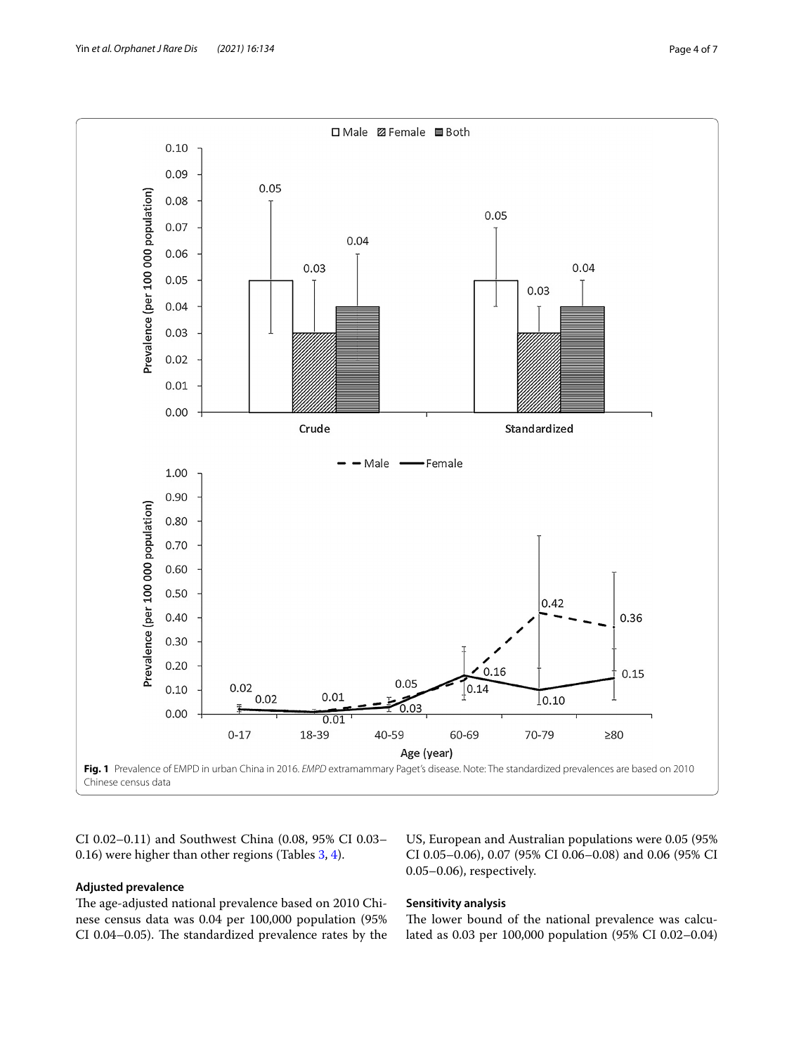Fig. 1 Prevalence of EMPD in urban China in 2016. *EMPD* extramammary Paget's disease. Note: The standardized prevalences are based on 2010 Chinese census data

CI 0.02–0.11) and Southwest China (0.08, 95% CI 0.03–0.16) were higher than other regions (Tables 3, 4).

### Adjusted prevalence

The age-adjusted national prevalence based on 2010 Chinese census data was 0.04 per 100,000 population (95% CI 0.04–0.05). The standardized prevalence rates by the US, European and Australian populations were 0.05 (95% CI 0.05–0.06), 0.07 (95% CI 0.06–0.08) and 0.06 (95% CI 0.05–0.06), respectively.

### Sensitivity analysis

The lower bound of the national prevalence was calculated as 0.03 per 100,000 population (95% CI 0.02–0.04)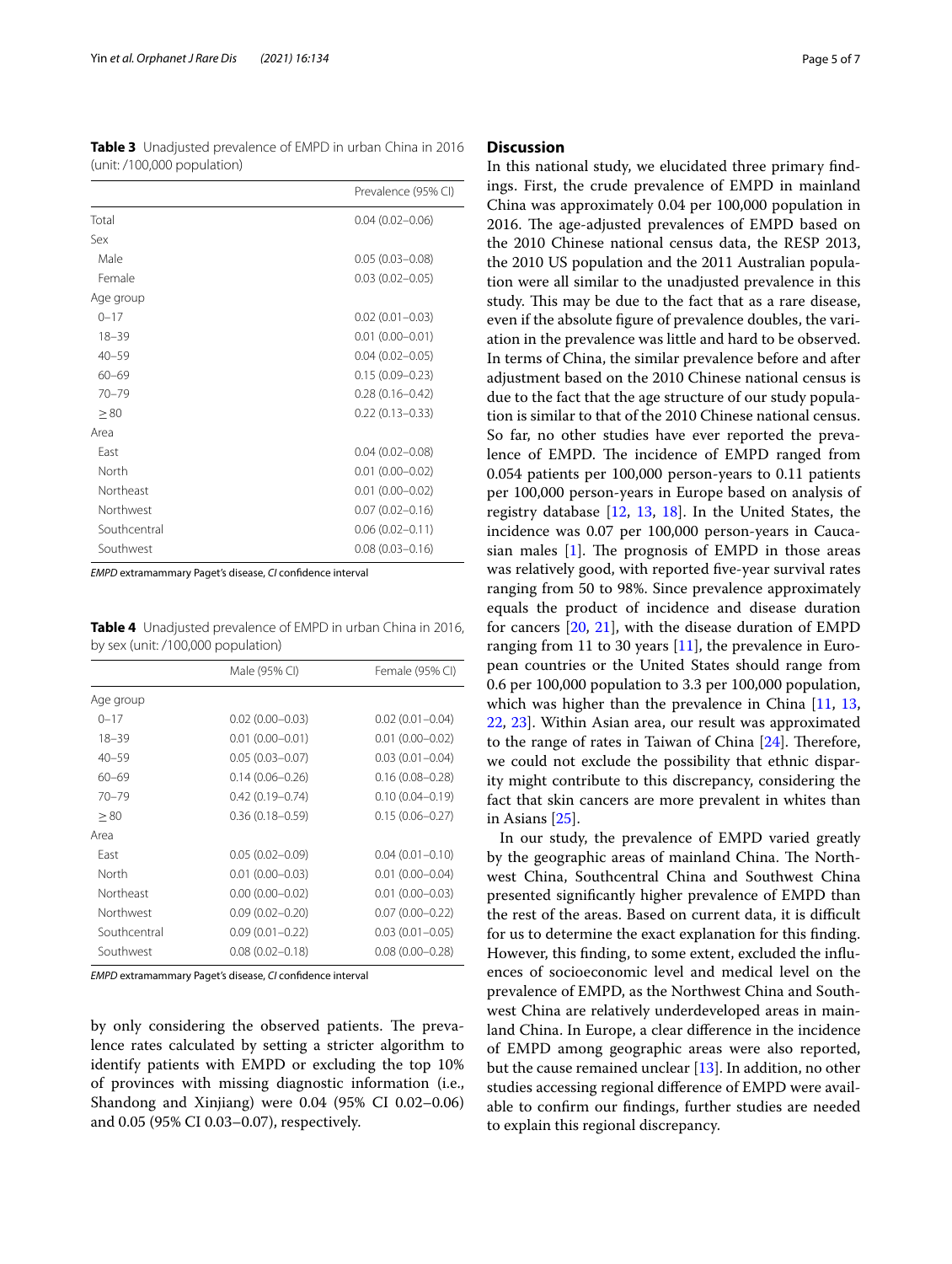**Table 3** Unadjusted prevalence of EMPD in urban China in 2016 (unit: /100,000 population)

| | Prevalence (95% CI) |
|---|---|
| Total | 0.04 (0.02–0.06) |
| Sex | |
| Male | 0.05 (0.03–0.08) |
| Female | 0.03 (0.02–0.05) |
| Age group | |
| 0–17 | 0.02 (0.01–0.03) |
| 18–39 | 0.01 (0.00–0.01) |
| 40–59 | 0.04 (0.02–0.05) |
| 60–69 | 0.15 (0.09–0.23) |
| 70–79 | 0.28 (0.16–0.42) |
| ≥ 80 | 0.22 (0.13–0.33) |
| Area | |
| East | 0.04 (0.02–0.08) |
| North | 0.01 (0.00–0.02) |
| Northeast | 0.01 (0.00–0.02) |
| Northwest | 0.07 (0.02–0.16) |
| Southcentral | 0.06 (0.02–0.11) |
| Southwest | 0.08 (0.03–0.16) |

*EMPD* extramammary Paget's disease, *CI* confidence interval

**Table 4** Unadjusted prevalence of EMPD in urban China in 2016, by sex (unit: /100,000 population)

| | Male (95% CI) | Female (95% CI) |
|---|---|---|
| Age group | | |
| 0–17 | 0.02 (0.00–0.03) | 0.02 (0.01–0.04) |
| 18–39 | 0.01 (0.00–0.01) | 0.01 (0.00–0.02) |
| 40–59 | 0.05 (0.03–0.07) | 0.03 (0.01–0.04) |
| 60–69 | 0.14 (0.06–0.26) | 0.16 (0.08–0.28) |
| 70–79 | 0.42 (0.19–0.74) | 0.10 (0.04–0.19) |
| ≥ 80 | 0.36 (0.18–0.59) | 0.15 (0.06–0.27) |
| Area | | |
| East | 0.05 (0.02–0.09) | 0.04 (0.01–0.10) |
| North | 0.01 (0.00–0.03) | 0.01 (0.00–0.04) |
| Northeast | 0.00 (0.00–0.02) | 0.01 (0.00–0.03) |
| Northwest | 0.09 (0.02–0.20) | 0.07 (0.00–0.22) |
| Southcentral | 0.09 (0.01–0.22) | 0.03 (0.01–0.05) |
| Southwest | 0.08 (0.02–0.18) | 0.08 (0.00–0.28) |

*EMPD* extramammary Paget's disease, *CI* confidence interval

by only considering the observed patients. The prevalence rates calculated by setting a stricter algorithm to identify patients with EMPD or excluding the top 10% of provinces with missing diagnostic information (i.e., Shandong and Xinjiang) were 0.04 (95% CI 0.02–0.06) and 0.05 (95% CI 0.03–0.07), respectively.

## Discussion

In this national study, we elucidated three primary findings. First, the crude prevalence of EMPD in mainland China was approximately 0.04 per 100,000 population in 2016. The age-adjusted prevalences of EMPD based on the 2010 Chinese national census data, the RESP 2013, the 2010 US population and the 2011 Australian population were all similar to the unadjusted prevalence in this study. This may be due to the fact that as a rare disease, even if the absolute figure of prevalence doubles, the variation in the prevalence was little and hard to be observed. In terms of China, the similar prevalence before and after adjustment based on the 2010 Chinese national census is due to the fact that the age structure of our study population is similar to that of the 2010 Chinese national census. So far, no other studies have ever reported the prevalence of EMPD. The incidence of EMPD ranged from 0.054 patients per 100,000 person-years to 0.11 patients per 100,000 person-years in Europe based on analysis of registry database [12, 13, 18]. In the United States, the incidence was 0.07 per 100,000 person-years in Caucasian males [1]. The prognosis of EMPD in those areas was relatively good, with reported five-year survival rates ranging from 50 to 98%. Since prevalence approximately equals the product of incidence and disease duration for cancers [20, 21], with the disease duration of EMPD ranging from 11 to 30 years [11], the prevalence in European countries or the United States should range from 0.6 per 100,000 population to 3.3 per 100,000 population, which was higher than the prevalence in China [11, 13, 22, 23]. Within Asian area, our result was approximated to the range of rates in Taiwan of China [24]. Therefore, we could not exclude the possibility that ethnic disparity might contribute to this discrepancy, considering the fact that skin cancers are more prevalent in whites than in Asians [25].

In our study, the prevalence of EMPD varied greatly by the geographic areas of mainland China. The Northwest China, Southcentral China and Southwest China presented significantly higher prevalence of EMPD than the rest of the areas. Based on current data, it is difficult for us to determine the exact explanation for this finding. However, this finding, to some extent, excluded the influences of socioeconomic level and medical level on the prevalence of EMPD, as the Northwest China and Southwest China are relatively underdeveloped areas in mainland China. In Europe, a clear difference in the incidence of EMPD among geographic areas were also reported, but the cause remained unclear [13]. In addition, no other studies accessing regional difference of EMPD were available to confirm our findings, further studies are needed to explain this regional discrepancy.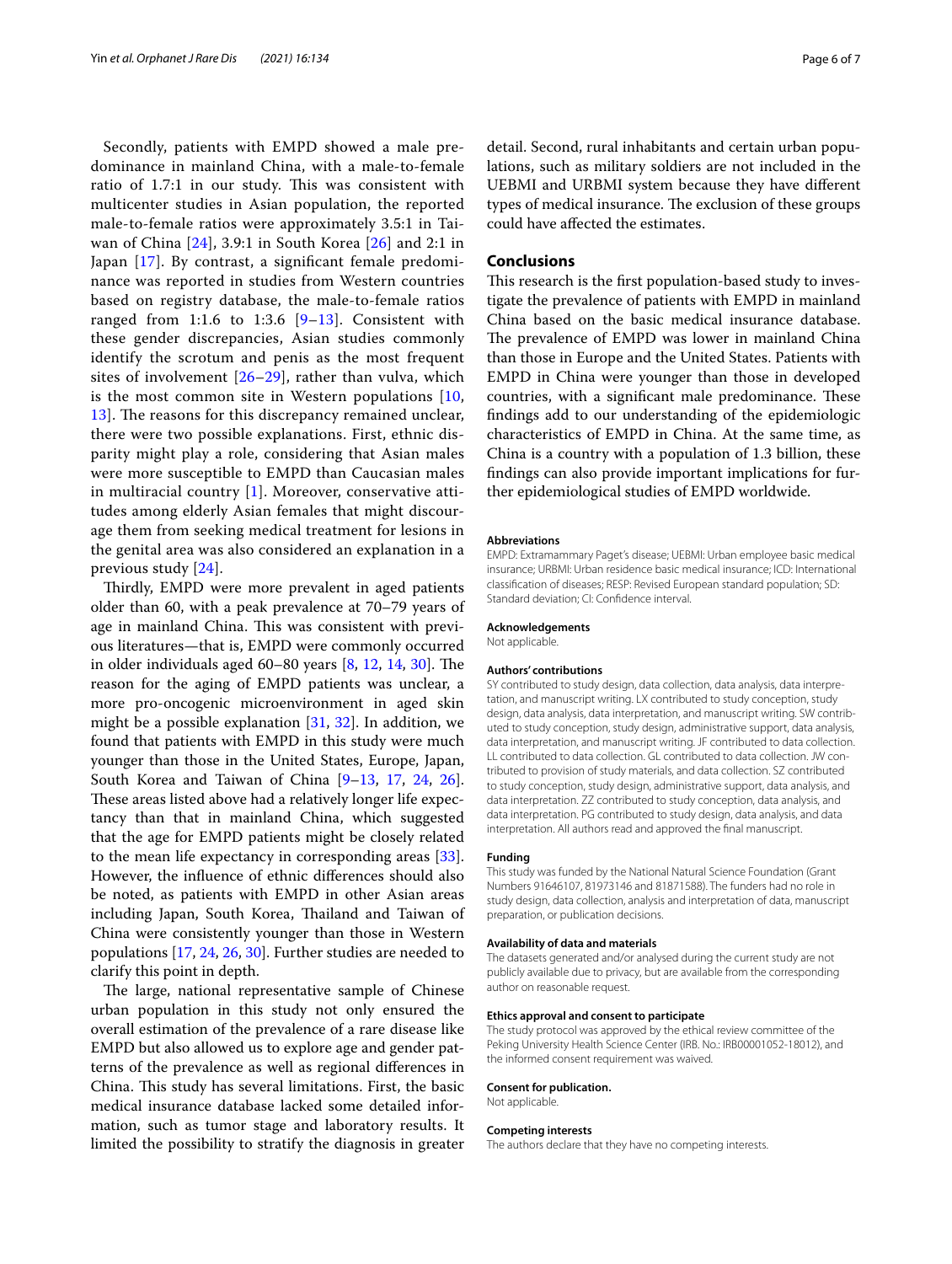Secondly, patients with EMPD showed a male predominance in mainland China, with a male-to-female ratio of 1.7:1 in our study. This was consistent with multicenter studies in Asian population, the reported male-to-female ratios were approximately 3.5:1 in Taiwan of China [24], 3.9:1 in South Korea [26] and 2:1 in Japan [17]. By contrast, a significant female predominance was reported in studies from Western countries based on registry database, the male-to-female ratios ranged from 1:1.6 to 1:3.6 [9–13]. Consistent with these gender discrepancies, Asian studies commonly identify the scrotum and penis as the most frequent sites of involvement [26–29], rather than vulva, which is the most common site in Western populations [10, 13]. The reasons for this discrepancy remained unclear, there were two possible explanations. First, ethnic disparity might play a role, considering that Asian males were more susceptible to EMPD than Caucasian males in multiracial country [1]. Moreover, conservative attitudes among elderly Asian females that might discourage them from seeking medical treatment for lesions in the genital area was also considered an explanation in a previous study [24].

Thirdly, EMPD were more prevalent in aged patients older than 60, with a peak prevalence at 70–79 years of age in mainland China. This was consistent with previous literatures—that is, EMPD were commonly occurred in older individuals aged 60–80 years [8, 12, 14, 30]. The reason for the aging of EMPD patients was unclear, a more pro-oncogenic microenvironment in aged skin might be a possible explanation [31, 32]. In addition, we found that patients with EMPD in this study were much younger than those in the United States, Europe, Japan, South Korea and Taiwan of China [9–13, 17, 24, 26]. These areas listed above had a relatively longer life expectancy than that in mainland China, which suggested that the age for EMPD patients might be closely related to the mean life expectancy in corresponding areas [33]. However, the influence of ethnic differences should also be noted, as patients with EMPD in other Asian areas including Japan, South Korea, Thailand and Taiwan of China were consistently younger than those in Western populations [17, 24, 26, 30]. Further studies are needed to clarify this point in depth.

The large, national representative sample of Chinese urban population in this study not only ensured the overall estimation of the prevalence of a rare disease like EMPD but also allowed us to explore age and gender patterns of the prevalence as well as regional differences in China. This study has several limitations. First, the basic medical insurance database lacked some detailed information, such as tumor stage and laboratory results. It limited the possibility to stratify the diagnosis in greater detail. Second, rural inhabitants and certain urban populations, such as military soldiers are not included in the UEBMI and URBMI system because they have different types of medical insurance. The exclusion of these groups could have affected the estimates.

## Conclusions

This research is the first population-based study to investigate the prevalence of patients with EMPD in mainland China based on the basic medical insurance database. The prevalence of EMPD was lower in mainland China than those in Europe and the United States. Patients with EMPD in China were younger than those in developed countries, with a significant male predominance. These findings add to our understanding of the epidemiologic characteristics of EMPD in China. At the same time, as China is a country with a population of 1.3 billion, these findings can also provide important implications for further epidemiological studies of EMPD worldwide.

### Abbreviations

EMPD: Extramammary Paget's disease; UEBMI: Urban employee basic medical insurance; URBMI: Urban residence basic medical insurance; ICD: International classification of diseases; RESP: Revised European standard population; SD: Standard deviation; CI: Confidence interval.

### Acknowledgements

Not applicable.

### Authors' contributions

SY contributed to study design, data collection, data analysis, data interpretation, and manuscript writing. LX contributed to study conception, study design, data analysis, data interpretation, and manuscript writing. SW contributed to study conception, study design, administrative support, data analysis, data interpretation, and manuscript writing. JF contributed to data collection. LL contributed to data collection. GL contributed to data collection. JW contributed to provision of study materials, and data collection. SZ contributed to study conception, study design, administrative support, data analysis, and data interpretation. ZZ contributed to study conception, data analysis, and data interpretation. PG contributed to study design, data analysis, and data interpretation. All authors read and approved the final manuscript.

### Funding

This study was funded by the National Natural Science Foundation (Grant Numbers 91646107, 81973146 and 81871588). The funders had no role in study design, data collection, analysis and interpretation of data, manuscript preparation, or publication decisions.

### Availability of data and materials

The datasets generated and/or analysed during the current study are not publicly available due to privacy, but are available from the corresponding author on reasonable request.

### Ethics approval and consent to participate

The study protocol was approved by the ethical review committee of the Peking University Health Science Center (IRB. No.: IRB00001052-18012), and the informed consent requirement was waived.

### Consent for publication.

Not applicable.

### Competing interests

The authors declare that they have no competing interests.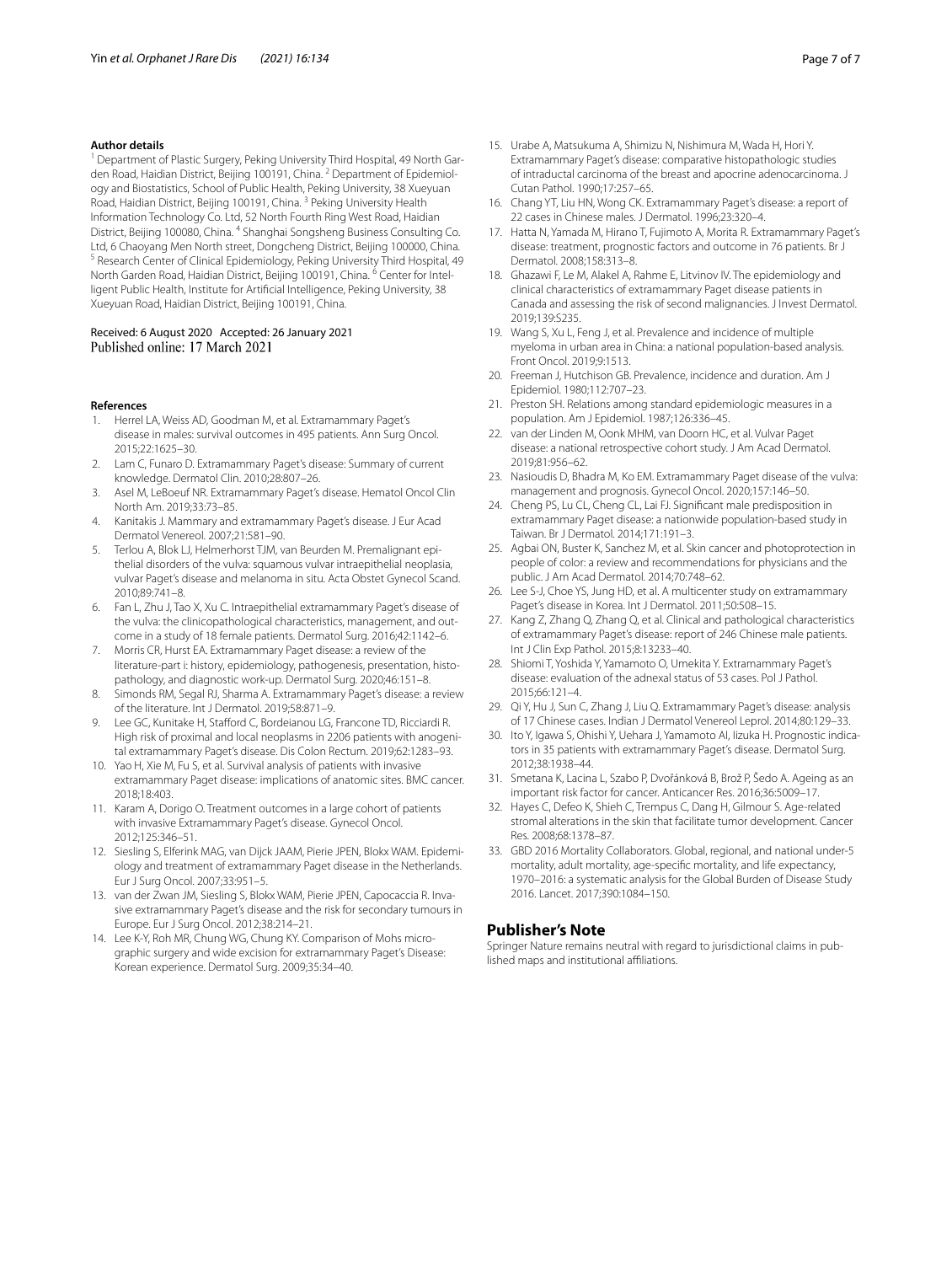### Author details

[1] Department of Plastic Surgery, Peking University Third Hospital, 49 North Garden Road, Haidian District, Beijing 100191, China. [2] Department of Epidemiology and Biostatistics, School of Public Health, Peking University, 38 Xueyuan Road, Haidian District, Beijing 100191, China. [3] Peking University Health Information Technology Co. Ltd, 52 North Fourth Ring West Road, Haidian District, Beijing 100080, China. [4] Shanghai Songsheng Business Consulting Co. Ltd, 6 Chaoyang Men North street, Dongcheng District, Beijing 100000, China. [5] Research Center of Clinical Epidemiology, Peking University Third Hospital, 49 North Garden Road, Haidian District, Beijing 100191, China. [6] Center for Intelligent Public Health, Institute for Artificial Intelligence, Peking University, 38 Xueyuan Road, Haidian District, Beijing 100191, China.

Received: 6 August 2020 Accepted: 26 January 2021
Published online: 17 March 2021

### References

1. Herrel LA, Weiss AD, Goodman M, et al. Extramammary Paget's disease in males: survival outcomes in 495 patients. Ann Surg Oncol. 2015;22:1625–30.
2. Lam C, Funaro D. Extramammary Paget's disease: Summary of current knowledge. Dermatol Clin. 2010;28:807–26.
3. Asel M, LeBoeuf NR. Extramammary Paget's disease. Hematol Oncol Clin North Am. 2019;33:73–85.
4. Kanitakis J. Mammary and extramammary Paget's disease. J Eur Acad Dermatol Venereol. 2007;21:581–90.
5. Terlou A, Blok LJ, Helmerhorst TJM, van Beurden M. Premalignant epithelial disorders of the vulva: squamous vulvar intraepithelial neoplasia, vulvar Paget's disease and melanoma in situ. Acta Obstet Gynecol Scand. 2010;89:741–8.
6. Fan L, Zhu J, Tao X, Xu C. Intraepithelial extramammary Paget's disease of the vulva: the clinicopathological characteristics, management, and outcome in a study of 18 female patients. Dermatol Surg. 2016;42:1142–6.
7. Morris CR, Hurst EA. Extramammary Paget disease: a review of the literature-part i: history, epidemiology, pathogenesis, presentation, histopathology, and diagnostic work-up. Dermatol Surg. 2020;46:151–8.
8. Simonds RM, Segal RJ, Sharma A. Extramammary Paget's disease: a review of the literature. Int J Dermatol. 2019;58:871–9.
9. Lee GC, Kunitake H, Stafford C, Bordeianou LG, Francone TD, Ricciardi R. High risk of proximal and local neoplasms in 2206 patients with anogenital extramammary Paget's disease. Dis Colon Rectum. 2019;62:1283–93.
10. Yao H, Xie M, Fu S, et al. Survival analysis of patients with invasive extramammary Paget disease: implications of anatomic sites. BMC cancer. 2018;18:403.
11. Karam A, Dorigo O. Treatment outcomes in a large cohort of patients with invasive Extramammary Paget's disease. Gynecol Oncol. 2012;125:346–51.
12. Siesling S, Elferink MAG, van Dijck JAAM, Pierie JPEN, Blokx WAM. Epidemiology and treatment of extramammary Paget disease in the Netherlands. Eur J Surg Oncol. 2007;33:951–5.
13. van der Zwan JM, Siesling S, Blokx WAM, Pierie JPEN, Capocaccia R. Invasive extramammary Paget's disease and the risk for secondary tumours in Europe. Eur J Surg Oncol. 2012;38:214–21.
14. Lee K-Y, Roh MR, Chung WG, Chung KY. Comparison of Mohs micrographic surgery and wide excision for extramammary Paget's Disease: Korean experience. Dermatol Surg. 2009;35:34–40.
15. Urabe A, Matsukuma A, Shimizu N, Nishimura M, Wada H, Hori Y. Extramammary Paget's disease: comparative histopathologic studies of intraductal carcinoma of the breast and apocrine adenocarcinoma. J Cutan Pathol. 1990;17:257–65.
16. Chang YT, Liu HN, Wong CK. Extramammary Paget's disease: a report of 22 cases in Chinese males. J Dermatol. 1996;23:320–4.
17. Hatta N, Yamada M, Hirano T, Fujimoto A, Morita R. Extramammary Paget's disease: treatment, prognostic factors and outcome in 76 patients. Br J Dermatol. 2008;158:313–8.
18. Ghazawi F, Le M, Alakel A, Rahme E, Litvinov IV. The epidemiology and clinical characteristics of extramammary Paget disease patients in Canada and assessing the risk of second malignancies. J Invest Dermatol. 2019;139:S235.
19. Wang S, Xu L, Feng J, et al. Prevalence and incidence of multiple myeloma in urban area in China: a national population-based analysis. Front Oncol. 2019;9:1513.
20. Freeman J, Hutchison GB. Prevalence, incidence and duration. Am J Epidemiol. 1980;112:707–23.
21. Preston SH. Relations among standard epidemiologic measures in a population. Am J Epidemiol. 1987;126:336–45.
22. van der Linden M, Oonk MHM, van Doorn HC, et al. Vulvar Paget disease: a national retrospective cohort study. J Am Acad Dermatol. 2019;81:956–62.
23. Nasioudis D, Bhadra M, Ko EM. Extramammary Paget disease of the vulva: management and prognosis. Gynecol Oncol. 2020;157:146–50.
24. Cheng PS, Lu CL, Cheng CL, Lai FJ. Significant male predisposition in extramammary Paget disease: a nationwide population-based study in Taiwan. Br J Dermatol. 2014;171:191–3.
25. Agbai ON, Buster K, Sanchez M, et al. Skin cancer and photoprotection in people of color: a review and recommendations for physicians and the public. J Am Acad Dermatol. 2014;70:748–62.
26. Lee S-J, Choe YS, Jung HD, et al. A multicenter study on extramammary Paget's disease in Korea. Int J Dermatol. 2011;50:508–15.
27. Kang Z, Zhang Q, Zhang Q, et al. Clinical and pathological characteristics of extramammary Paget's disease: report of 246 Chinese male patients. Int J Clin Exp Pathol. 2015;8:13233–40.
28. Shiomi T, Yoshida Y, Yamamoto O, Umekita Y. Extramammary Paget's disease: evaluation of the adnexal status of 53 cases. Pol J Pathol. 2015;66:121–4.
29. Qi Y, Hu J, Sun C, Zhang J, Liu Q. Extramammary Paget's disease: analysis of 17 Chinese cases. Indian J Dermatol Venereol Leprol. 2014;80:129–33.
30. Ito Y, Igawa S, Ohishi Y, Uehara J, Yamamoto AI, Iizuka H. Prognostic indicators in 35 patients with extramammary Paget's disease. Dermatol Surg. 2012;38:1938–44.
31. Smetana K, Lacina L, Szabo P, Dvořánková B, Brož P, Šedo A. Ageing as an important risk factor for cancer. Anticancer Res. 2016;36:5009–17.
32. Hayes C, Defeo K, Shieh C, Trempus C, Dang H, Gilmour S. Age-related stromal alterations in the skin that facilitate tumor development. Cancer Res. 2008;68:1378–87.
33. GBD 2016 Mortality Collaborators. Global, regional, and national under-5 mortality, adult mortality, age-specific mortality, and life expectancy, 1970–2016: a systematic analysis for the Global Burden of Disease Study 2016. Lancet. 2017;390:1084–150.

## Publisher's Note

Springer Nature remains neutral with regard to jurisdictional claims in published maps and institutional affiliations.